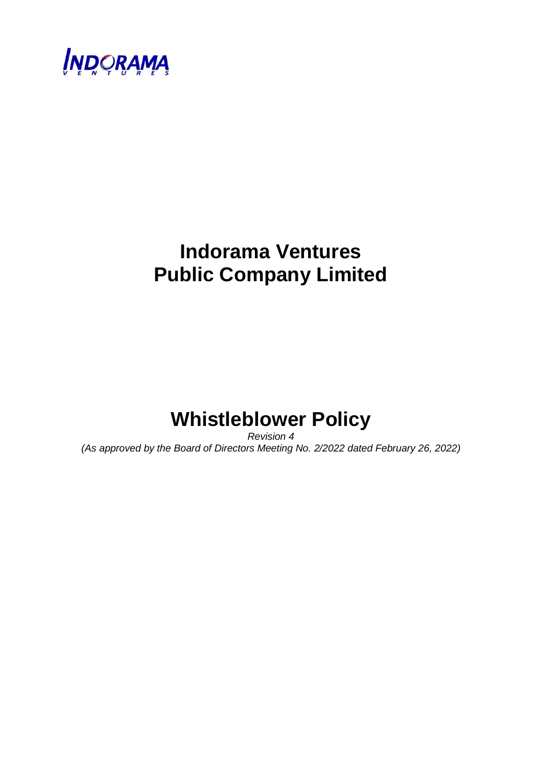# Indorama Ventures Public Company Limited

# Whistleblower Policy

*Revision 4*

*(As approved by the Board of Directors Meeting No. 2/2022 dated February 26, 2022)*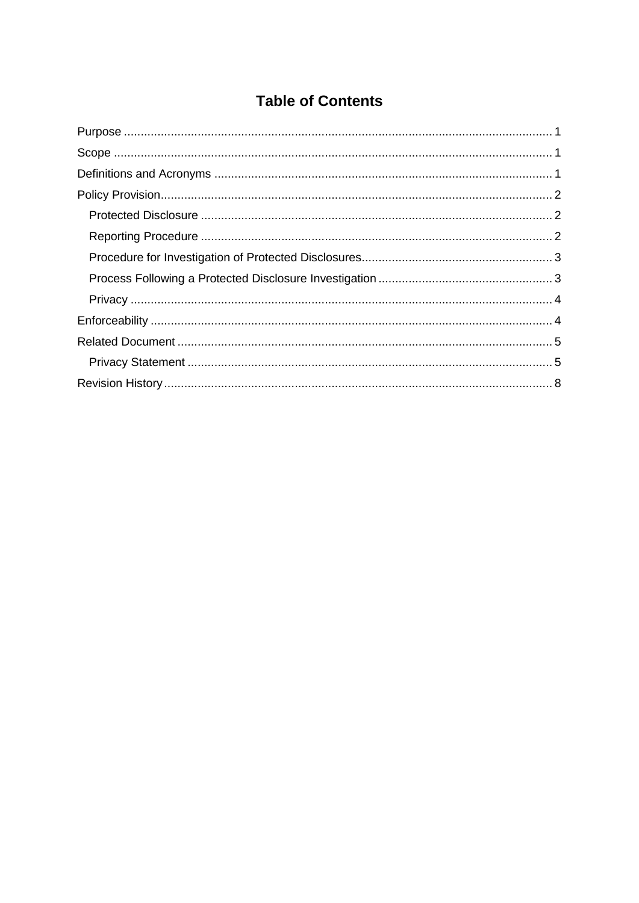## Table of Contents

- Purpose ........ 1
- Scope ........ 1
- Definitions and Acronyms ........ 1
- Policy Provision ........ 2
  - Protected Disclosure ........ 2
  - Reporting Procedure ........ 2
  - Procedure for Investigation of Protected Disclosures ........ 3
  - Process Following a Protected Disclosure Investigation ........ 3
  - Privacy ........ 4
- Enforceability ........ 4
- Related Document ........ 5
  - Privacy Statement ........ 5
- Revision History ........ 8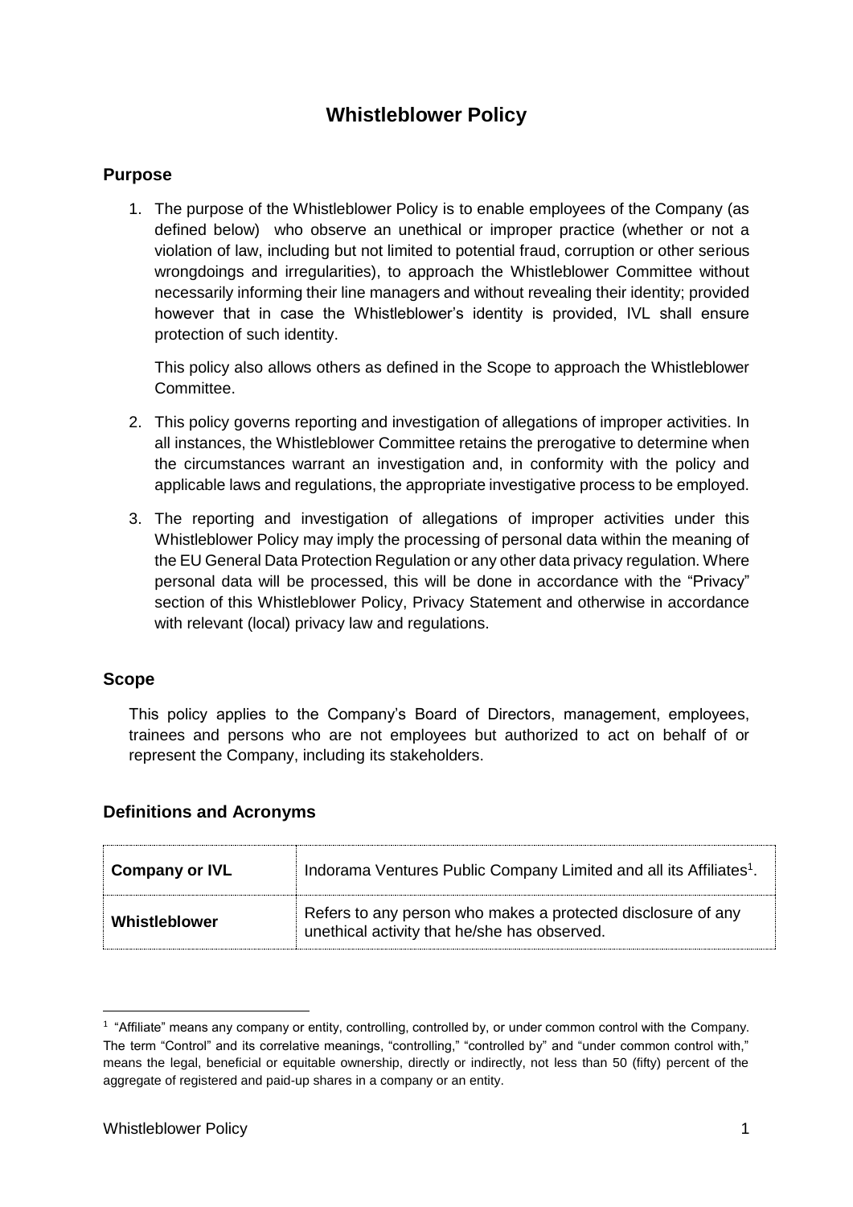# Whistleblower Policy

## Purpose

1. The purpose of the Whistleblower Policy is to enable employees of the Company (as defined below) who observe an unethical or improper practice (whether or not a violation of law, including but not limited to potential fraud, corruption or other serious wrongdoings and irregularities), to approach the Whistleblower Committee without necessarily informing their line managers and without revealing their identity; provided however that in case the Whistleblower's identity is provided, IVL shall ensure protection of such identity.

   This policy also allows others as defined in the Scope to approach the Whistleblower Committee.

2. This policy governs reporting and investigation of allegations of improper activities. In all instances, the Whistleblower Committee retains the prerogative to determine when the circumstances warrant an investigation and, in conformity with the policy and applicable laws and regulations, the appropriate investigative process to be employed.

3. The reporting and investigation of allegations of improper activities under this Whistleblower Policy may imply the processing of personal data within the meaning of the EU General Data Protection Regulation or any other data privacy regulation. Where personal data will be processed, this will be done in accordance with the "Privacy" section of this Whistleblower Policy, Privacy Statement and otherwise in accordance with relevant (local) privacy law and regulations.

## Scope

This policy applies to the Company's Board of Directors, management, employees, trainees and persons who are not employees but authorized to act on behalf of or represent the Company, including its stakeholders.

## Definitions and Acronyms

| | |
|---|---|
| **Company or IVL** | Indorama Ventures Public Company Limited and all its Affiliates[1]. |
| **Whistleblower** | Refers to any person who makes a protected disclosure of any unethical activity that he/she has observed. |

[1] "Affiliate" means any company or entity, controlling, controlled by, or under common control with the Company. The term "Control" and its correlative meanings, "controlling," "controlled by" and "under common control with," means the legal, beneficial or equitable ownership, directly or indirectly, not less than 50 (fifty) percent of the aggregate of registered and paid-up shares in a company or an entity.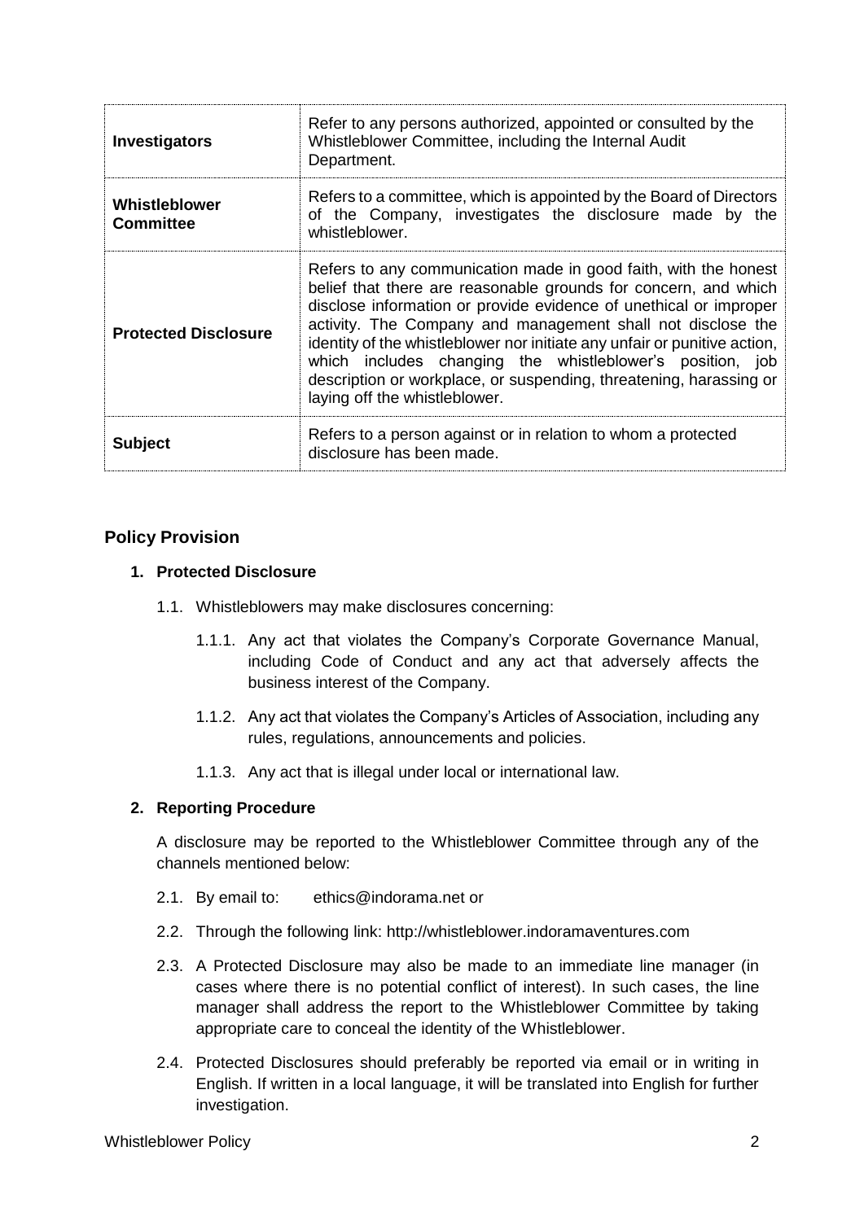| | |
|---|---|
| **Investigators** | Refer to any persons authorized, appointed or consulted by the Whistleblower Committee, including the Internal Audit Department. |
| **Whistleblower Committee** | Refers to a committee, which is appointed by the Board of Directors of the Company, investigates the disclosure made by the whistleblower. |
| **Protected Disclosure** | Refers to any communication made in good faith, with the honest belief that there are reasonable grounds for concern, and which disclose information or provide evidence of unethical or improper activity. The Company and management shall not disclose the identity of the whistleblower nor initiate any unfair or punitive action, which includes changing the whistleblower's position, job description or workplace, or suspending, threatening, harassing or laying off the whistleblower. |
| **Subject** | Refers to a person against or in relation to whom a protected disclosure has been made. |

## Policy Provision

### 1. Protected Disclosure

1.1. Whistleblowers may make disclosures concerning:

1.1.1. Any act that violates the Company's Corporate Governance Manual, including Code of Conduct and any act that adversely affects the business interest of the Company.

1.1.2. Any act that violates the Company's Articles of Association, including any rules, regulations, announcements and policies.

1.1.3. Any act that is illegal under local or international law.

### 2. Reporting Procedure

A disclosure may be reported to the Whistleblower Committee through any of the channels mentioned below:

2.1. By email to: ethics@indorama.net or

2.2. Through the following link: http://whistleblower.indoramaventures.com

2.3. A Protected Disclosure may also be made to an immediate line manager (in cases where there is no potential conflict of interest). In such cases, the line manager shall address the report to the Whistleblower Committee by taking appropriate care to conceal the identity of the Whistleblower.

2.4. Protected Disclosures should preferably be reported via email or in writing in English. If written in a local language, it will be translated into English for further investigation.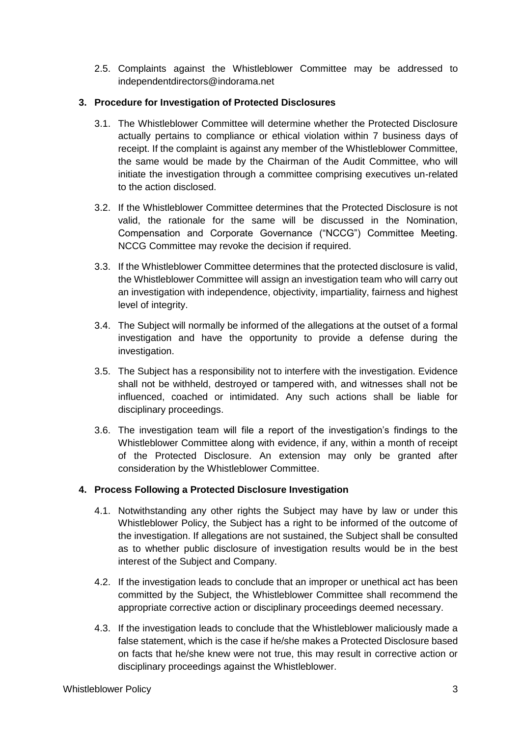2.5. Complaints against the Whistleblower Committee may be addressed to independentdirectors@indorama.net

## 3. Procedure for Investigation of Protected Disclosures

3.1. The Whistleblower Committee will determine whether the Protected Disclosure actually pertains to compliance or ethical violation within 7 business days of receipt. If the complaint is against any member of the Whistleblower Committee, the same would be made by the Chairman of the Audit Committee, who will initiate the investigation through a committee comprising executives un-related to the action disclosed.

3.2. If the Whistleblower Committee determines that the Protected Disclosure is not valid, the rationale for the same will be discussed in the Nomination, Compensation and Corporate Governance ("NCCG") Committee Meeting. NCCG Committee may revoke the decision if required.

3.3. If the Whistleblower Committee determines that the protected disclosure is valid, the Whistleblower Committee will assign an investigation team who will carry out an investigation with independence, objectivity, impartiality, fairness and highest level of integrity.

3.4. The Subject will normally be informed of the allegations at the outset of a formal investigation and have the opportunity to provide a defense during the investigation.

3.5. The Subject has a responsibility not to interfere with the investigation. Evidence shall not be withheld, destroyed or tampered with, and witnesses shall not be influenced, coached or intimidated. Any such actions shall be liable for disciplinary proceedings.

3.6. The investigation team will file a report of the investigation's findings to the Whistleblower Committee along with evidence, if any, within a month of receipt of the Protected Disclosure. An extension may only be granted after consideration by the Whistleblower Committee.

## 4. Process Following a Protected Disclosure Investigation

4.1. Notwithstanding any other rights the Subject may have by law or under this Whistleblower Policy, the Subject has a right to be informed of the outcome of the investigation. If allegations are not sustained, the Subject shall be consulted as to whether public disclosure of investigation results would be in the best interest of the Subject and Company.

4.2. If the investigation leads to conclude that an improper or unethical act has been committed by the Subject, the Whistleblower Committee shall recommend the appropriate corrective action or disciplinary proceedings deemed necessary.

4.3. If the investigation leads to conclude that the Whistleblower maliciously made a false statement, which is the case if he/she makes a Protected Disclosure based on facts that he/she knew were not true, this may result in corrective action or disciplinary proceedings against the Whistleblower.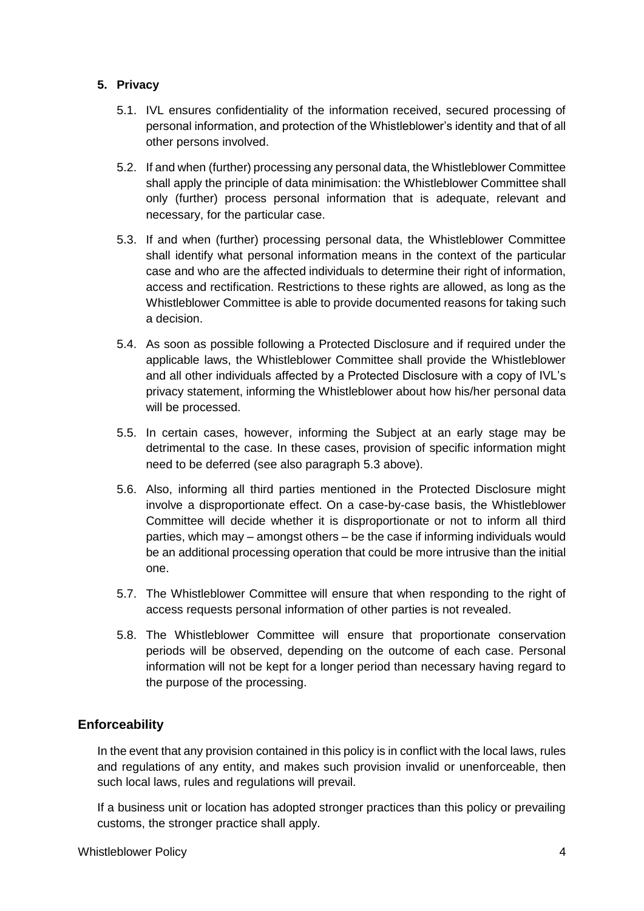## 5. Privacy

5.1. IVL ensures confidentiality of the information received, secured processing of personal information, and protection of the Whistleblower's identity and that of all other persons involved.

5.2. If and when (further) processing any personal data, the Whistleblower Committee shall apply the principle of data minimisation: the Whistleblower Committee shall only (further) process personal information that is adequate, relevant and necessary, for the particular case.

5.3. If and when (further) processing personal data, the Whistleblower Committee shall identify what personal information means in the context of the particular case and who are the affected individuals to determine their right of information, access and rectification. Restrictions to these rights are allowed, as long as the Whistleblower Committee is able to provide documented reasons for taking such a decision.

5.4. As soon as possible following a Protected Disclosure and if required under the applicable laws, the Whistleblower Committee shall provide the Whistleblower and all other individuals affected by a Protected Disclosure with a copy of IVL's privacy statement, informing the Whistleblower about how his/her personal data will be processed.

5.5. In certain cases, however, informing the Subject at an early stage may be detrimental to the case. In these cases, provision of specific information might need to be deferred (see also paragraph 5.3 above).

5.6. Also, informing all third parties mentioned in the Protected Disclosure might involve a disproportionate effect. On a case-by-case basis, the Whistleblower Committee will decide whether it is disproportionate or not to inform all third parties, which may – amongst others – be the case if informing individuals would be an additional processing operation that could be more intrusive than the initial one.

5.7. The Whistleblower Committee will ensure that when responding to the right of access requests personal information of other parties is not revealed.

5.8. The Whistleblower Committee will ensure that proportionate conservation periods will be observed, depending on the outcome of each case. Personal information will not be kept for a longer period than necessary having regard to the purpose of the processing.

## Enforceability

In the event that any provision contained in this policy is in conflict with the local laws, rules and regulations of any entity, and makes such provision invalid or unenforceable, then such local laws, rules and regulations will prevail.

If a business unit or location has adopted stronger practices than this policy or prevailing customs, the stronger practice shall apply.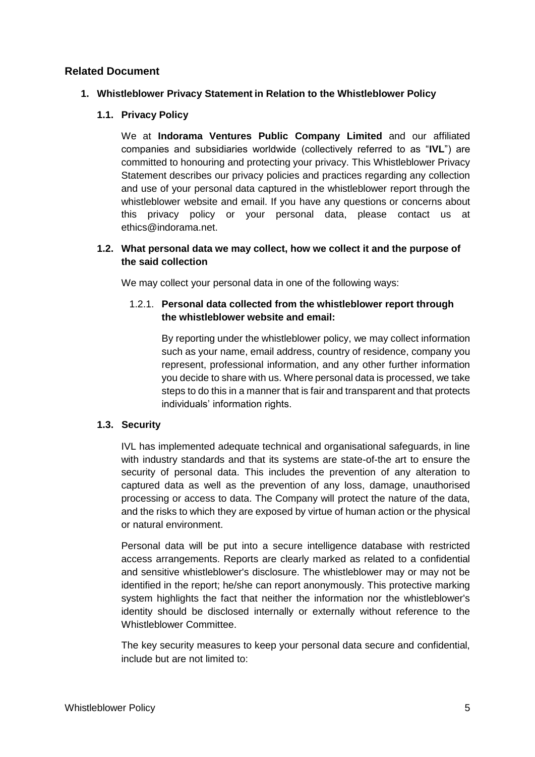## Related Document

### 1. Whistleblower Privacy Statement in Relation to the Whistleblower Policy

#### 1.1. Privacy Policy

We at **Indorama Ventures Public Company Limited** and our affiliated companies and subsidiaries worldwide (collectively referred to as "**IVL**") are committed to honouring and protecting your privacy. This Whistleblower Privacy Statement describes our privacy policies and practices regarding any collection and use of your personal data captured in the whistleblower report through the whistleblower website and email. If you have any questions or concerns about this privacy policy or your personal data, please contact us at ethics@indorama.net.

#### 1.2. What personal data we may collect, how we collect it and the purpose of the said collection

We may collect your personal data in one of the following ways:

##### 1.2.1. Personal data collected from the whistleblower report through the whistleblower website and email:

By reporting under the whistleblower policy, we may collect information such as your name, email address, country of residence, company you represent, professional information, and any other further information you decide to share with us. Where personal data is processed, we take steps to do this in a manner that is fair and transparent and that protects individuals' information rights.

#### 1.3. Security

IVL has implemented adequate technical and organisational safeguards, in line with industry standards and that its systems are state-of-the art to ensure the security of personal data. This includes the prevention of any alteration to captured data as well as the prevention of any loss, damage, unauthorised processing or access to data. The Company will protect the nature of the data, and the risks to which they are exposed by virtue of human action or the physical or natural environment.

Personal data will be put into a secure intelligence database with restricted access arrangements. Reports are clearly marked as related to a confidential and sensitive whistleblower's disclosure. The whistleblower may or may not be identified in the report; he/she can report anonymously. This protective marking system highlights the fact that neither the information nor the whistleblower's identity should be disclosed internally or externally without reference to the Whistleblower Committee.

The key security measures to keep your personal data secure and confidential, include but are not limited to: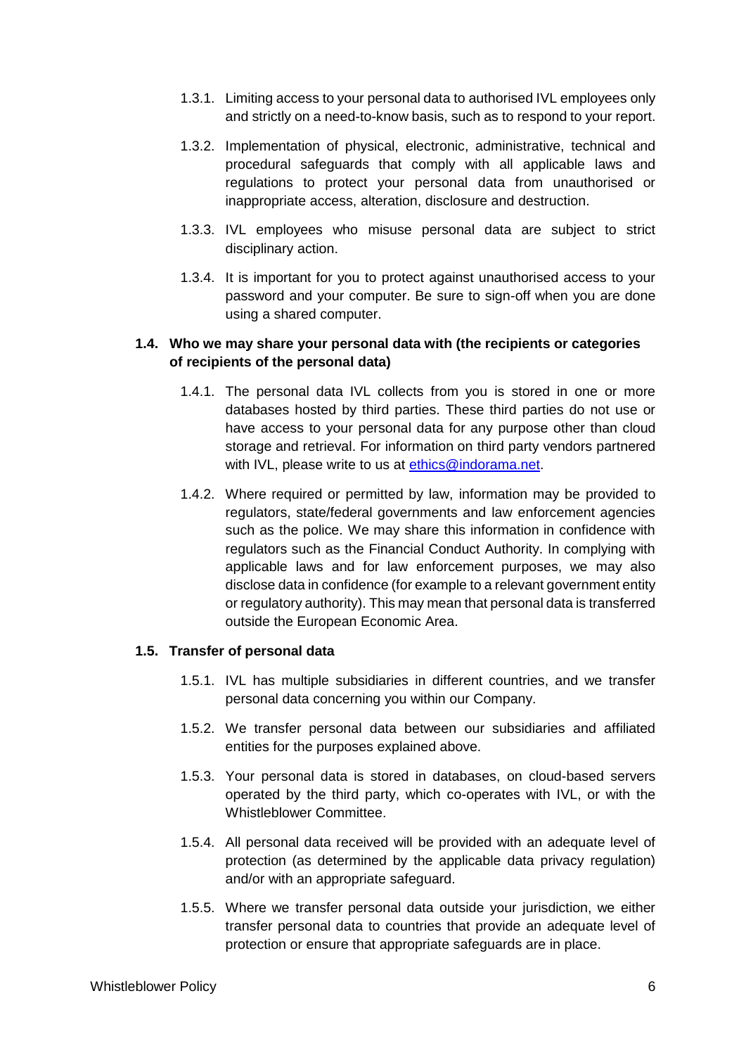1.3.1. Limiting access to your personal data to authorised IVL employees only and strictly on a need-to-know basis, such as to respond to your report.

1.3.2. Implementation of physical, electronic, administrative, technical and procedural safeguards that comply with all applicable laws and regulations to protect your personal data from unauthorised or inappropriate access, alteration, disclosure and destruction.

1.3.3. IVL employees who misuse personal data are subject to strict disciplinary action.

1.3.4. It is important for you to protect against unauthorised access to your password and your computer. Be sure to sign-off when you are done using a shared computer.

### 1.4. Who we may share your personal data with (the recipients or categories of recipients of the personal data)

1.4.1. The personal data IVL collects from you is stored in one or more databases hosted by third parties. These third parties do not use or have access to your personal data for any purpose other than cloud storage and retrieval. For information on third party vendors partnered with IVL, please write to us at [ethics@indorama.net](mailto:ethics@indorama.net).

1.4.2. Where required or permitted by law, information may be provided to regulators, state/federal governments and law enforcement agencies such as the police. We may share this information in confidence with regulators such as the Financial Conduct Authority. In complying with applicable laws and for law enforcement purposes, we may also disclose data in confidence (for example to a relevant government entity or regulatory authority). This may mean that personal data is transferred outside the European Economic Area.

### 1.5. Transfer of personal data

1.5.1. IVL has multiple subsidiaries in different countries, and we transfer personal data concerning you within our Company.

1.5.2. We transfer personal data between our subsidiaries and affiliated entities for the purposes explained above.

1.5.3. Your personal data is stored in databases, on cloud-based servers operated by the third party, which co-operates with IVL, or with the Whistleblower Committee.

1.5.4. All personal data received will be provided with an adequate level of protection (as determined by the applicable data privacy regulation) and/or with an appropriate safeguard.

1.5.5. Where we transfer personal data outside your jurisdiction, we either transfer personal data to countries that provide an adequate level of protection or ensure that appropriate safeguards are in place.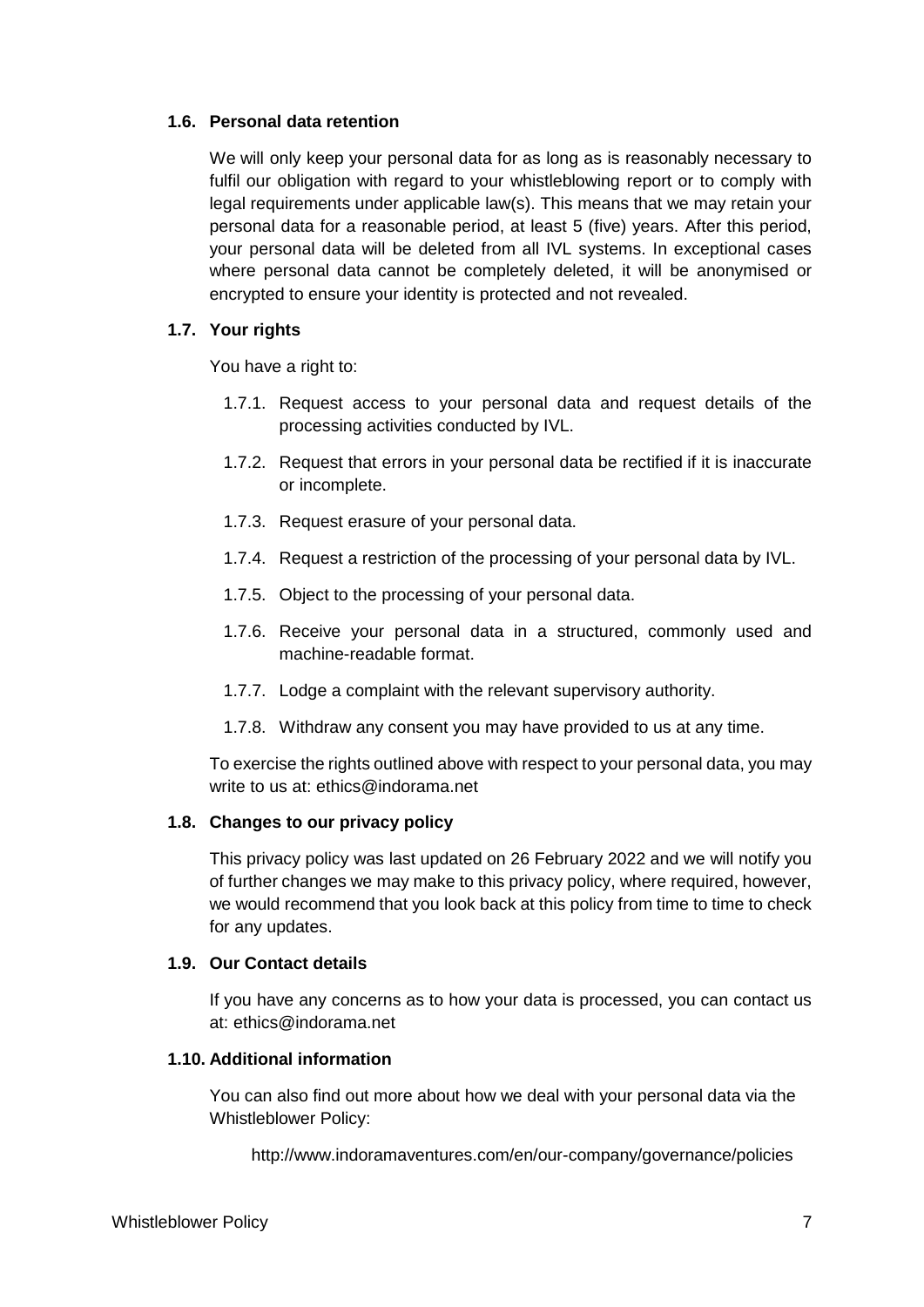### 1.6. Personal data retention

We will only keep your personal data for as long as is reasonably necessary to fulfil our obligation with regard to your whistleblowing report or to comply with legal requirements under applicable law(s). This means that we may retain your personal data for a reasonable period, at least 5 (five) years. After this period, your personal data will be deleted from all IVL systems. In exceptional cases where personal data cannot be completely deleted, it will be anonymised or encrypted to ensure your identity is protected and not revealed.

### 1.7. Your rights

You have a right to:

1.7.1. Request access to your personal data and request details of the processing activities conducted by IVL.

1.7.2. Request that errors in your personal data be rectified if it is inaccurate or incomplete.

1.7.3. Request erasure of your personal data.

1.7.4. Request a restriction of the processing of your personal data by IVL.

1.7.5. Object to the processing of your personal data.

1.7.6. Receive your personal data in a structured, commonly used and machine-readable format.

1.7.7. Lodge a complaint with the relevant supervisory authority.

1.7.8. Withdraw any consent you may have provided to us at any time.

To exercise the rights outlined above with respect to your personal data, you may write to us at: ethics@indorama.net

### 1.8. Changes to our privacy policy

This privacy policy was last updated on 26 February 2022 and we will notify you of further changes we may make to this privacy policy, where required, however, we would recommend that you look back at this policy from time to time to check for any updates.

### 1.9. Our Contact details

If you have any concerns as to how your data is processed, you can contact us at: ethics@indorama.net

### 1.10. Additional information

You can also find out more about how we deal with your personal data via the Whistleblower Policy:

http://www.indoramaventures.com/en/our-company/governance/policies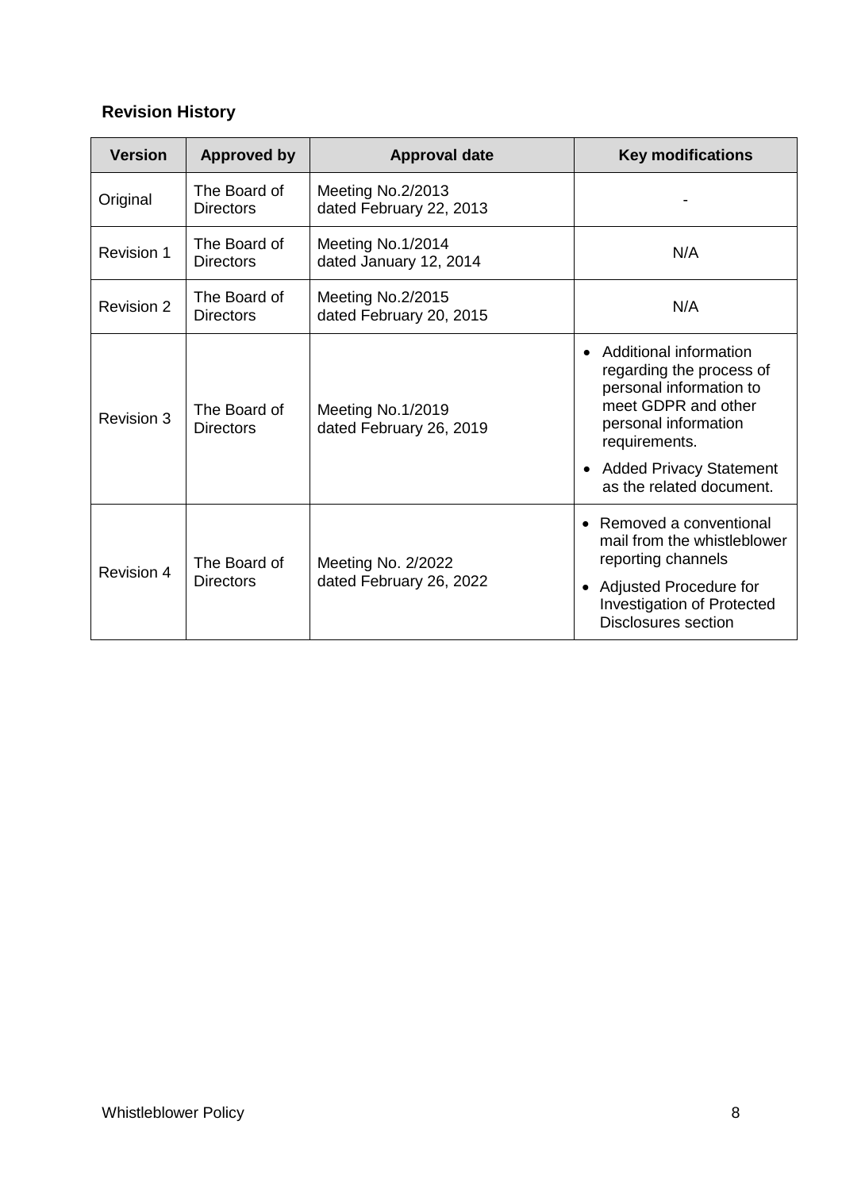**Revision History**

| Version | Approved by | Approval date | Key modifications |
|---|---|---|---|
| Original | The Board of Directors | Meeting No.2/2013 dated February 22, 2013 | - |
| Revision 1 | The Board of Directors | Meeting No.1/2014 dated January 12, 2014 | N/A |
| Revision 2 | The Board of Directors | Meeting No.2/2015 dated February 20, 2015 | N/A |
| Revision 3 | The Board of Directors | Meeting No.1/2019 dated February 26, 2019 | • Additional information regarding the process of personal information to meet GDPR and other personal information requirements. • Added Privacy Statement as the related document. |
| Revision 4 | The Board of Directors | Meeting No. 2/2022 dated February 26, 2022 | • Removed a conventional mail from the whistleblower reporting channels • Adjusted Procedure for Investigation of Protected Disclosures section |